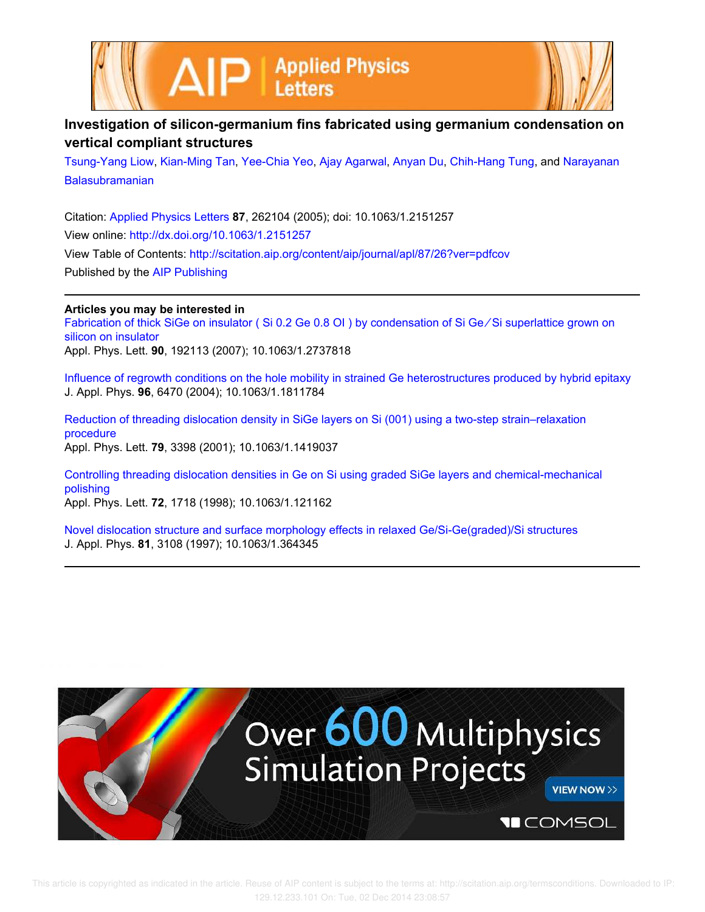# Investigation of silicon-germanium fins fabricated using germanium condensation on vertical compliant structures

Tsung-Yang Liow, Kian-Ming Tan, Yee-Chia Yeo, Ajay Agarwal, Anyan Du, Chih-Hang Tung, and Narayanan Balasubramanian

Citation: Applied Physics Letters **87**, 262104 (2005); doi: 10.1063/1.2151257

View online: http://dx.doi.org/10.1063/1.2151257

View Table of Contents: http://scitation.aip.org/content/aip/journal/apl/87/26?ver=pdfcov

Published by the AIP Publishing

**Articles you may be interested in**

Fabrication of thick SiGe on insulator ( Si 0.2 Ge 0.8 OI ) by condensation of Si Ge ∕ Si superlattice grown on silicon on insulator
Appl. Phys. Lett. **90**, 192113 (2007); 10.1063/1.2737818

Influence of regrowth conditions on the hole mobility in strained Ge heterostructures produced by hybrid epitaxy
J. Appl. Phys. **96**, 6470 (2004); 10.1063/1.1811784

Reduction of threading dislocation density in SiGe layers on Si (001) using a two-step strain–relaxation procedure
Appl. Phys. Lett. **79**, 3398 (2001); 10.1063/1.1419037

Controlling threading dislocation densities in Ge on Si using graded SiGe layers and chemical-mechanical polishing
Appl. Phys. Lett. **72**, 1718 (1998); 10.1063/1.121162

Novel dislocation structure and surface morphology effects in relaxed Ge/Si-Ge(graded)/Si structures
J. Appl. Phys. **81**, 3108 (1997); 10.1063/1.364345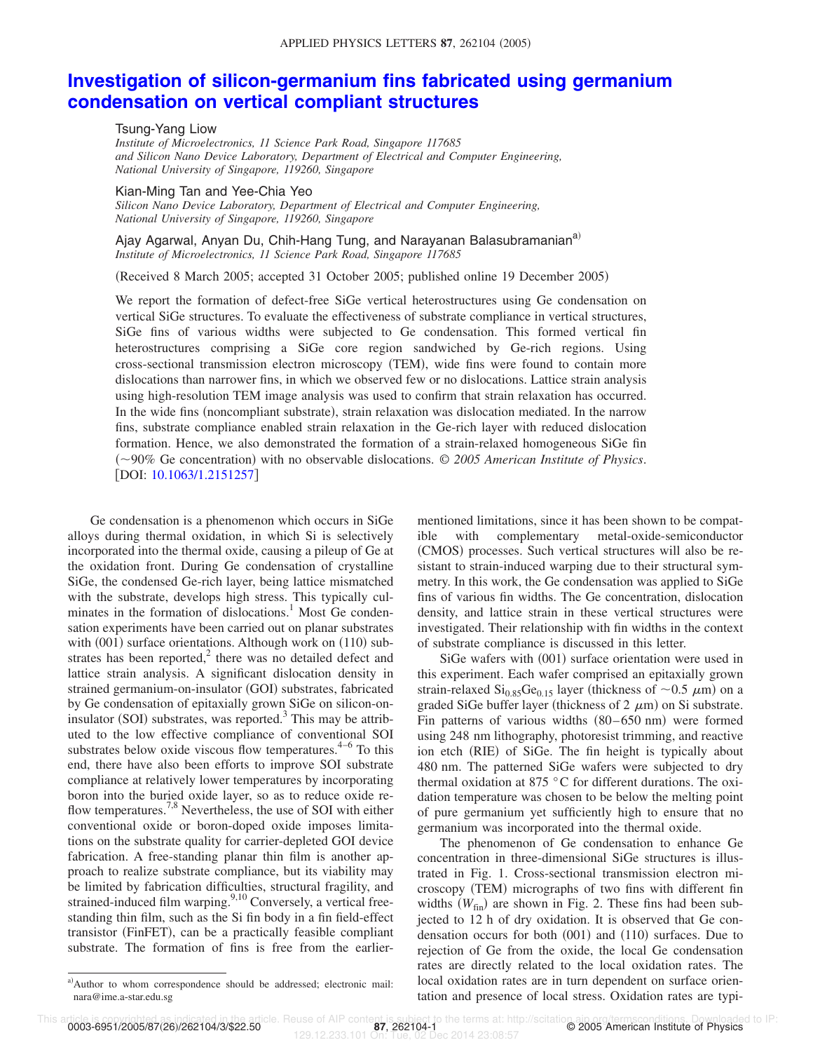# Investigation of silicon-germanium fins fabricated using germanium condensation on vertical compliant structures

Tsung-Yang Liow
*Institute of Microelectronics, 11 Science Park Road, Singapore 117685*
*and Silicon Nano Device Laboratory, Department of Electrical and Computer Engineering, National University of Singapore, 119260, Singapore*

Kian-Ming Tan and Yee-Chia Yeo
*Silicon Nano Device Laboratory, Department of Electrical and Computer Engineering, National University of Singapore, 119260, Singapore*

Ajay Agarwal, Anyan Du, Chih-Hang Tung, and Narayanan Balasubramanian[a)]
*Institute of Microelectronics, 11 Science Park Road, Singapore 117685*

(Received 8 March 2005; accepted 31 October 2005; published online 19 December 2005)

We report the formation of defect-free SiGe vertical heterostructures using Ge condensation on vertical SiGe structures. To evaluate the effectiveness of substrate compliance in vertical structures, SiGe fins of various widths were subjected to Ge condensation. This formed vertical fin heterostructures comprising a SiGe core region sandwiched by Ge-rich regions. Using cross-sectional transmission electron microscopy (TEM), wide fins were found to contain more dislocations than narrower fins, in which we observed few or no dislocations. Lattice strain analysis using high-resolution TEM image analysis was used to confirm that strain relaxation has occurred. In the wide fins (noncompliant substrate), strain relaxation was dislocation mediated. In the narrow fins, substrate compliance enabled strain relaxation in the Ge-rich layer with reduced dislocation formation. Hence, we also demonstrated the formation of a strain-relaxed homogeneous SiGe fin (~90% Ge concentration) with no observable dislocations. *© 2005 American Institute of Physics.* [DOI: 10.1063/1.2151257]

Ge condensation is a phenomenon which occurs in SiGe alloys during thermal oxidation, in which Si is selectively incorporated into the thermal oxide, causing a pileup of Ge at the oxidation front. During Ge condensation of crystalline SiGe, the condensed Ge-rich layer, being lattice mismatched with the substrate, develops high stress. This typically culminates in the formation of dislocations.[1] Most Ge condensation experiments have been carried out on planar substrates with (001) surface orientations. Although work on (110) substrates has been reported,[2] there was no detailed defect and lattice strain analysis. A significant dislocation density in strained germanium-on-insulator (GOI) substrates, fabricated by Ge condensation of epitaxially grown SiGe on silicon-on-insulator (SOI) substrates, was reported.[3] This may be attributed to the low effective compliance of conventional SOI substrates below oxide viscous flow temperatures.[4–6] To this end, there have also been efforts to improve SOI substrate compliance at relatively lower temperatures by incorporating boron into the buried oxide layer, so as to reduce oxide reflow temperatures.[7,8] Nevertheless, the use of SOI with either conventional oxide or boron-doped oxide imposes limitations on the substrate quality for carrier-depleted GOI device fabrication. A free-standing planar thin film is another approach to realize substrate compliance, but its viability may be limited by fabrication difficulties, structural fragility, and strained-induced film warping.[9,10] Conversely, a vertical free-standing thin film, such as the Si fin body in a fin field-effect transistor (FinFET), can be a practically feasible compliant substrate. The formation of fins is free from the earlier-mentioned limitations, since it has been shown to be compatible with complementary metal-oxide-semiconductor (CMOS) processes. Such vertical structures will also be resistant to strain-induced warping due to their structural symmetry. In this work, the Ge condensation was applied to SiGe fins of various fin widths. The Ge concentration, dislocation density, and lattice strain in these vertical structures were investigated. Their relationship with fin widths in the context of substrate compliance is discussed in this letter.

SiGe wafers with (001) surface orientation were used in this experiment. Each wafer comprised an epitaxially grown strain-relaxed $Si_{0.85}Ge_{0.15}$ layer (thickness of ~0.5 μm) on a graded SiGe buffer layer (thickness of 2 μm) on Si substrate. Fin patterns of various widths (80–650 nm) were formed using 248 nm lithography, photoresist trimming, and reactive ion etch (RIE) of SiGe. The fin height is typically about 480 nm. The patterned SiGe wafers were subjected to dry thermal oxidation at 875 °C for different durations. The oxidation temperature was chosen to be below the melting point of pure germanium yet sufficiently high to ensure that no germanium was incorporated into the thermal oxide.

The phenomenon of Ge condensation to enhance Ge concentration in three-dimensional SiGe structures is illustrated in Fig. 1. Cross-sectional transmission electron microscopy (TEM) micrographs of two fins with different fin widths ($W_{fin}$) are shown in Fig. 2. These fins had been subjected to 12 h of dry oxidation. It is observed that Ge condensation occurs for both (001) and (110) surfaces. Due to rejection of Ge from the oxide, the local Ge condensation rates are directly related to the local oxidation rates. The local oxidation rates are in turn dependent on surface orientation and presence of local stress. Oxidation rates are typi-

[a)]Author to whom correspondence should be addressed; electronic mail: nara@ime.a-star.edu.sg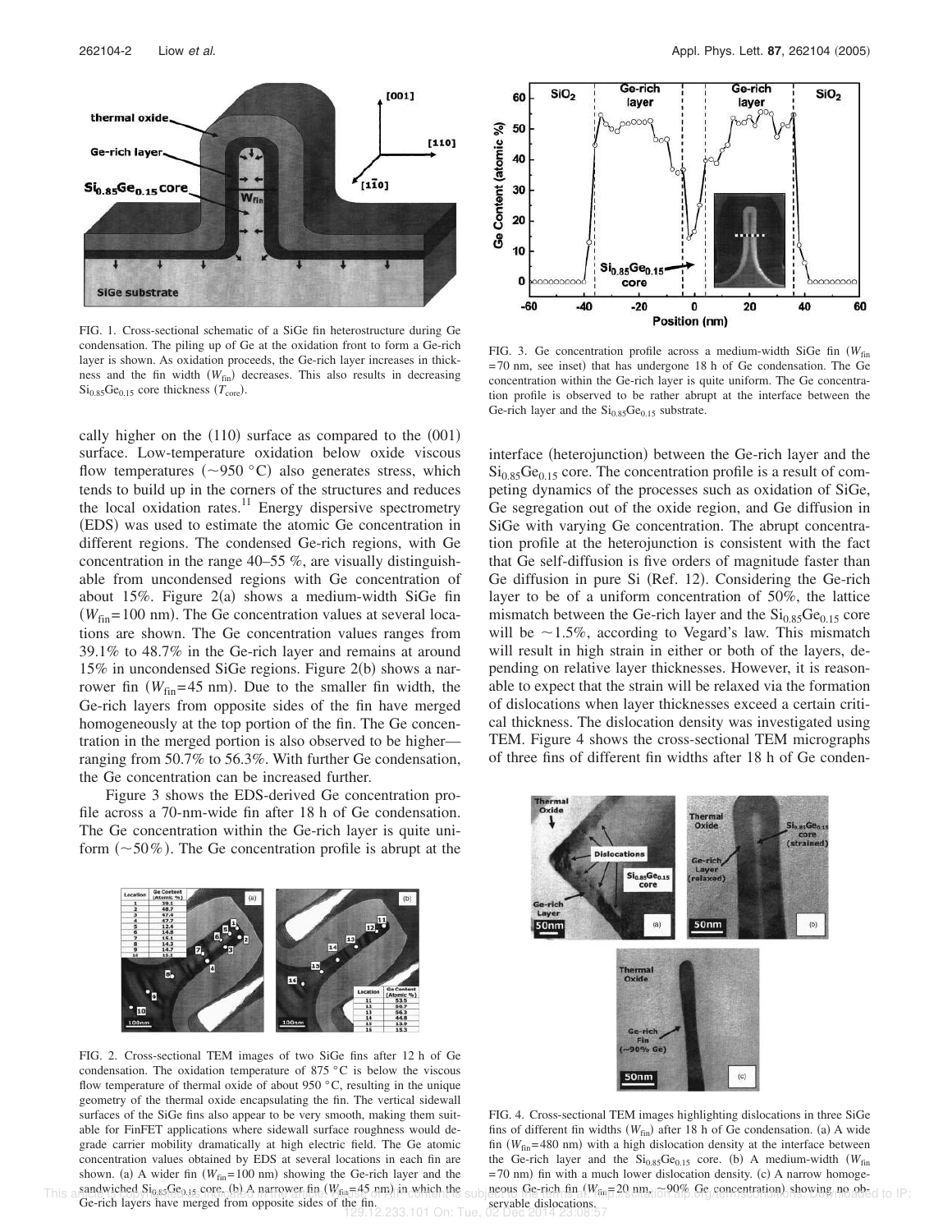cally higher on the (110) surface as compared to the (001) surface. Low-temperature oxidation below oxide viscous flow temperatures (~950 °C) also generates stress, which tends to build up in the corners of the structures and reduces the local oxidation rates.[11] Energy dispersive spectrometry (EDS) was used to estimate the atomic Ge concentration in different regions. The condensed Ge-rich regions, with Ge concentration in the range 40–55 %, are visually distinguishable from uncondensed regions with Ge concentration of about 15%. Figure 2(a) shows a medium-width SiGe fin ($W_{fin}$=100 nm). The Ge concentration values at several locations are shown. The Ge concentration values ranges from 39.1% to 48.7% in the Ge-rich layer and remains at around 15% in uncondensed SiGe regions. Figure 2(b) shows a narrower fin ($W_{fin}$=45 nm). Due to the smaller fin width, the Ge-rich layers from opposite sides of the fin have merged homogeneously at the top portion of the fin. The Ge concentration in the merged portion is also observed to be higher—ranging from 50.7% to 56.3%. With further Ge condensation, the Ge concentration can be increased further.

Figure 3 shows the EDS-derived Ge concentration profile across a 70-nm-wide fin after 18 h of Ge condensation. The Ge concentration within the Ge-rich layer is quite uniform (~50%). The Ge concentration profile is abrupt at the interface (heterojunction) between the Ge-rich layer and the $Si_{0.85}Ge_{0.15}$ core. The concentration profile is a result of competing dynamics of the processes such as oxidation of SiGe, Ge segregation out of the oxide region, and Ge diffusion in SiGe with varying Ge concentration. The abrupt concentration profile at the heterojunction is consistent with the fact that Ge self-diffusion is five orders of magnitude faster than Ge diffusion in pure Si (Ref. 12). Considering the Ge-rich layer to be of a uniform concentration of 50%, the lattice mismatch between the Ge-rich layer and the $Si_{0.85}Ge_{0.15}$ core will be ~1.5%, according to Vegard's law. This mismatch will result in high strain in either or both of the layers, depending on relative layer thicknesses. However, it is reasonable to expect that the strain will be relaxed via the formation of dislocations when layer thicknesses exceed a certain critical thickness. The dislocation density was investigated using TEM. Figure 4 shows the cross-sectional TEM micrographs of three fins of different fin widths after 18 h of Ge condensation.

FIG. 1. Cross-sectional schematic of a SiGe fin heterostructure during Ge condensation. The piling up of Ge at the oxidation front to form a Ge-rich layer is shown. As oxidation proceeds, the Ge-rich layer increases in thickness and the fin width ($W_{fin}$) decreases. This also results in decreasing $Si_{0.85}Ge_{0.15}$ core thickness ($T_{core}$).

| Location | Ge Content (Atomic %) |
|---|---|
| 1 | 39.1 |
| 2 | 48.7 |
| 3 | 47.4 |
| 4 | 47.7 |
| 5 | 13.4 |
| 6 | 14.8 |
| 7 | 15.1 |
| 8 | 14.3 |
| 9 | 14.7 |
| 10 | 15.2 |

| Location | Ge Content (Atomic %) |
|---|---|
| 11 | 53.5 |
| 12 | 50.7 |
| 13 | 56.3 |
| 14 | 44.8 |
| 15 | 13.9 |
| 16 | 15.3 |

FIG. 2. Cross-sectional TEM images of two SiGe fins after 12 h of Ge condensation. The oxidation temperature of 875 °C is below the viscous flow temperature of thermal oxide of about 950 °C, resulting in the unique geometry of the thermal oxide encapsulating the fin. The vertical sidewall surfaces of the SiGe fins also appear to be very smooth, making them suitable for FinFET applications where sidewall surface roughness would degrade carrier mobility dramatically at high electric field. The Ge atomic concentration values obtained by EDS at several locations in each fin are shown. (a) A wider fin ($W_{fin}$=100 nm) showing the Ge-rich layer and the sandwiched $Si_{0.85}Ge_{0.15}$ core. (b) A narrower fin ($W_{fin}$=45 nm) in which the Ge-rich layers have merged from opposite sides of the fin.

FIG. 3. Ge concentration profile across a medium-width SiGe fin ($W_{fin}$ =70 nm, see inset) that has undergone 18 h of Ge condensation. The Ge concentration within the Ge-rich layer is quite uniform. The Ge concentration profile is observed to be rather abrupt at the interface between the Ge-rich layer and the $Si_{0.85}Ge_{0.15}$ substrate.

FIG. 4. Cross-sectional TEM images highlighting dislocations in three SiGe fins of different fin widths ($W_{fin}$) after 18 h of Ge condensation. (a) A wide fin ($W_{fin}$=480 nm) with a high dislocation density at the interface between the Ge-rich layer and the $Si_{0.85}Ge_{0.15}$ core. (b) A medium-width ($W_{fin}$ =70 nm) fin with a much lower dislocation density. (c) A narrow homogeneous Ge-rich fin ($W_{fin}$=20 nm, ~90% Ge concentration) showing no observable dislocations.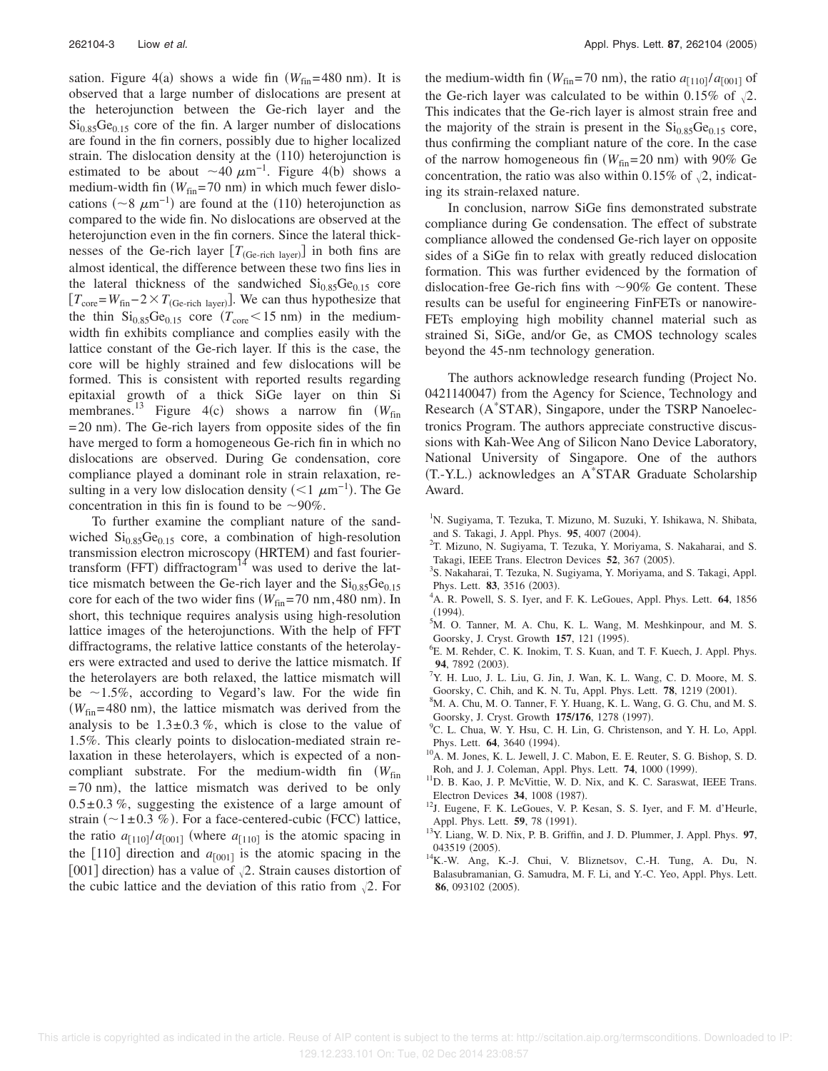sation. Figure 4(a) shows a wide fin ($W_{fin}$=480 nm). It is observed that a large number of dislocations are present at the heterojunction between the Ge-rich layer and the $Si_{0.85}Ge_{0.15}$ core of the fin. A larger number of dislocations are found in the fin corners, possibly due to higher localized strain. The dislocation density at the (110) heterojunction is estimated to be about $\sim 40\ \mu m^{-1}$. Figure 4(b) shows a medium-width fin ($W_{fin}$=70 nm) in which much fewer dislocations ($\sim 8\ \mu m^{-1}$) are found at the (110) heterojunction as compared to the wide fin. No dislocations are observed at the heterojunction even in the fin corners. Since the lateral thicknesses of the Ge-rich layer [$T_{(Ge\text{-}rich\ layer)}$] in both fins are almost identical, the difference between these two fins lies in the lateral thickness of the sandwiched $Si_{0.85}Ge_{0.15}$ core [$T_{core}=W_{fin}-2\times T_{(Ge\text{-}rich\ layer)}$]. We can thus hypothesize that the thin $Si_{0.85}Ge_{0.15}$ core ($T_{core}<15$ nm) in the medium-width fin exhibits compliance and complies easily with the lattice constant of the Ge-rich layer. If this is the case, the core will be highly strained and few dislocations will be formed. This is consistent with reported results regarding epitaxial growth of a thick SiGe layer on thin Si membranes.[13] Figure 4(c) shows a narrow fin ($W_{fin}$ =20 nm). The Ge-rich layers from opposite sides of the fin have merged to form a homogeneous Ge-rich fin in which no dislocations are observed. During Ge condensation, core compliance played a dominant role in strain relaxation, resulting in a very low dislocation density ($<1\ \mu m^{-1}$). The Ge concentration in this fin is found to be ~90%.

To further examine the compliant nature of the sandwiched $Si_{0.85}Ge_{0.15}$ core, a combination of high-resolution transmission electron microscopy (HRTEM) and fast fourier-transform (FFT) diffractogram[14] was used to derive the lattice mismatch between the Ge-rich layer and the $Si_{0.85}Ge_{0.15}$ core for each of the two wider fins ($W_{fin}$=70 nm, 480 nm). In short, this technique requires analysis using high-resolution lattice images of the heterojunctions. With the help of FFT diffractograms, the relative lattice constants of the heterolayers were extracted and used to derive the lattice mismatch. If the heterolayers are both relaxed, the lattice mismatch will be ~1.5%, according to Vegard's law. For the wide fin ($W_{fin}$=480 nm), the lattice mismatch was derived from the analysis to be 1.3±0.3 %, which is close to the value of 1.5%. This clearly points to dislocation-mediated strain relaxation in these heterolayers, which is expected of a noncompliant substrate. For the medium-width fin ($W_{fin}$ =70 nm), the lattice mismatch was derived to be only 0.5±0.3 %, suggesting the existence of a large amount of strain (~1±0.3 %). For a face-centered-cubic (FCC) lattice, the ratio $a_{[110]}/a_{[001]}$ (where $a_{[110]}$ is the atomic spacing in the [110] direction and $a_{[001]}$ is the atomic spacing in the [001] direction) has a value of $\sqrt{2}$. Strain causes distortion of the cubic lattice and the deviation of this ratio from $\sqrt{2}$. For the medium-width fin ($W_{fin}$=70 nm), the ratio $a_{[110]}/a_{[001]}$ of the Ge-rich layer was calculated to be within 0.15% of $\sqrt{2}$. This indicates that the Ge-rich layer is almost strain free and the majority of the strain is present in the $Si_{0.85}Ge_{0.15}$ core, thus confirming the compliant nature of the core. In the case of the narrow homogeneous fin ($W_{fin}$=20 nm) with 90% Ge concentration, the ratio was also within 0.15% of $\sqrt{2}$, indicating its strain-relaxed nature.

In conclusion, narrow SiGe fins demonstrated substrate compliance during Ge condensation. The effect of substrate compliance allowed the condensed Ge-rich layer on opposite sides of a SiGe fin to relax with greatly reduced dislocation formation. This was further evidenced by the formation of dislocation-free Ge-rich fins with ~90% Ge content. These results can be useful for engineering FinFETs or nanowire-FETs employing high mobility channel material such as strained Si, SiGe, and/or Ge, as CMOS technology scales beyond the 45-nm technology generation.

The authors acknowledge research funding (Project No. 0421140047) from the Agency for Science, Technology and Research (A*STAR), Singapore, under the TSRP Nanoelectronics Program. The authors appreciate constructive discussions with Kah-Wee Ang of Silicon Nano Device Laboratory, National University of Singapore. One of the authors (T.-Y.L.) acknowledges an A*STAR Graduate Scholarship Award.

[1] N. Sugiyama, T. Tezuka, T. Mizuno, M. Suzuki, Y. Ishikawa, N. Shibata, and S. Takagi, J. Appl. Phys. **95**, 4007 (2004).
[2] T. Mizuno, N. Sugiyama, T. Tezuka, Y. Moriyama, S. Nakaharai, and S. Takagi, IEEE Trans. Electron Devices **52**, 367 (2005).
[3] S. Nakaharai, T. Tezuka, N. Sugiyama, Y. Moriyama, and S. Takagi, Appl. Phys. Lett. **83**, 3516 (2003).
[4] A. R. Powell, S. S. Iyer, and F. K. LeGoues, Appl. Phys. Lett. **64**, 1856 (1994).
[5] M. O. Tanner, M. A. Chu, K. L. Wang, M. Meshkinpour, and M. S. Goorsky, J. Cryst. Growth **157**, 121 (1995).
[6] E. M. Rehder, C. K. Inokim, T. S. Kuan, and T. F. Kuech, J. Appl. Phys. **94**, 7892 (2003).
[7] Y. H. Luo, J. L. Liu, G. Jin, J. Wan, K. L. Wang, C. D. Moore, M. S. Goorsky, C. Chih, and K. N. Tu, Appl. Phys. Lett. **78**, 1219 (2001).
[8] M. A. Chu, M. O. Tanner, F. Y. Huang, K. L. Wang, G. G. Chu, and M. S. Goorsky, J. Cryst. Growth **175/176**, 1278 (1997).
[9] C. L. Chua, W. Y. Hsu, C. H. Lin, G. Christenson, and Y. H. Lo, Appl. Phys. Lett. **64**, 3640 (1994).
[10] A. M. Jones, K. L. Jewell, J. C. Mabon, E. E. Reuter, S. G. Bishop, S. D. Roh, and J. J. Coleman, Appl. Phys. Lett. **74**, 1000 (1999).
[11] D. B. Kao, J. P. McVittie, W. D. Nix, and K. C. Saraswat, IEEE Trans. Electron Devices **34**, 1008 (1987).
[12] J. Eugene, F. K. LeGoues, V. P. Kesan, S. S. Iyer, and F. M. d'Heurle, Appl. Phys. Lett. **59**, 78 (1991).
[13] Y. Liang, W. D. Nix, P. B. Griffin, and J. D. Plummer, J. Appl. Phys. **97**, 043519 (2005).
[14] K.-W. Ang, K.-J. Chui, V. Bliznetsov, C.-H. Tung, A. Du, N. Balasubramanian, G. Samudra, M. F. Li, and Y.-C. Yeo, Appl. Phys. Lett. **86**, 093102 (2005).